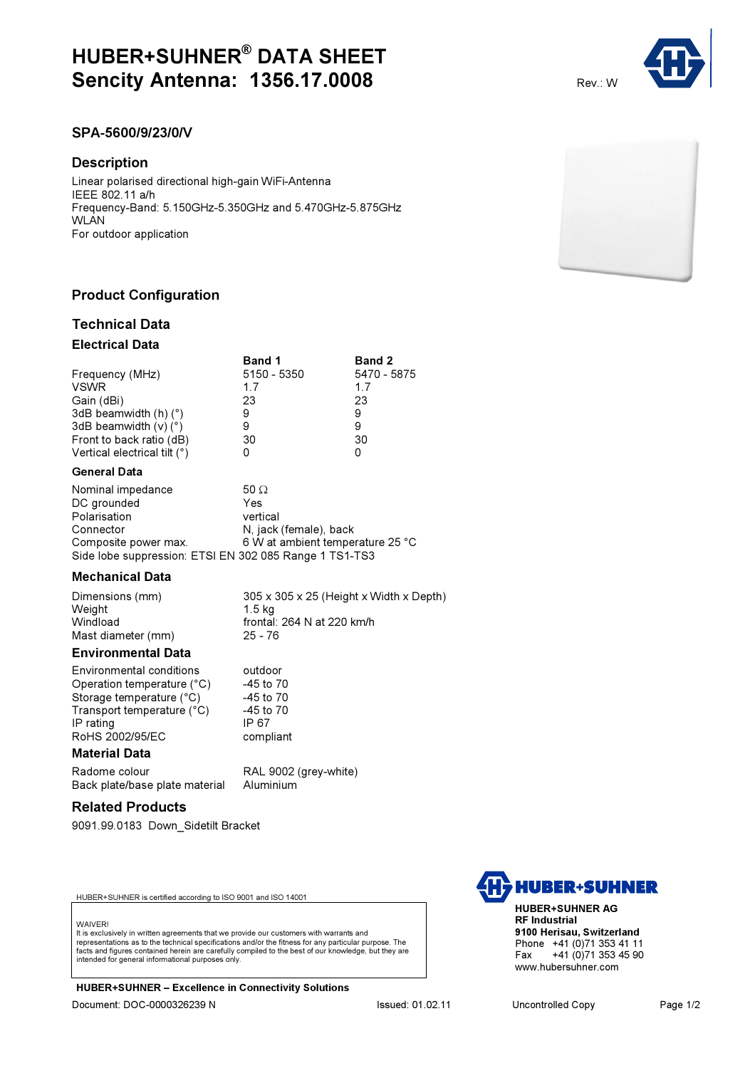# HUBER+SUHNER® DATA SHEET
# Sencity Antenna: 1356.17.0008

Rev.: W

## SPA-5600/9/23/0/V

## Description

Linear polarised directional high-gain WiFi-Antenna
IEEE 802.11 a/h
Frequency-Band: 5.150GHz-5.350GHz and 5.470GHz-5.875GHz
WLAN
For outdoor application

## Product Configuration

## Technical Data

### Electrical Data

| | Band 1 | Band 2 |
|---|---|---|
| Frequency (MHz) | 5150 - 5350 | 5470 - 5875 |
| VSWR | 1.7 | 1.7 |
| Gain (dBi) | 23 | 23 |
| 3dB beamwidth (h) (°) | 9 | 9 |
| 3dB beamwidth (v) (°) | 9 | 9 |
| Front to back ratio (dB) | 30 | 30 |
| Vertical electrical tilt (°) | 0 | 0 |

### General Data

| | |
|---|---|
| Nominal impedance | 50 Ω |
| DC grounded | Yes |
| Polarisation | vertical |
| Connector | N, jack (female), back |
| Composite power max. | 6 W at ambient temperature 25 °C |

Side lobe suppression: ETSI EN 302 085 Range 1 TS1-TS3

### Mechanical Data

| | |
|---|---|
| Dimensions (mm) | 305 x 305 x 25 (Height x Width x Depth) |
| Weight | 1.5 kg |
| Windload | frontal: 264 N at 220 km/h |
| Mast diameter (mm) | 25 - 76 |

### Environmental Data

| | |
|---|---|
| Environmental conditions | outdoor |
| Operation temperature (°C) | -45 to 70 |
| Storage temperature (°C) | -45 to 70 |
| Transport temperature (°C) | -45 to 70 |
| IP rating | IP 67 |
| RoHS 2002/95/EC | compliant |

### Material Data

| | |
|---|---|
| Radome colour | RAL 9002 (grey-white) |
| Back plate/base plate material | Aluminium |

## Related Products

9091.99.0183 Down_Sidetilt Bracket

HUBER+SUHNER is certified according to ISO 9001 and ISO 14001

WAIVER!
It is exclusively in written agreements that we provide our customers with warrants and representations as to the technical specifications and/or the fitness for any particular purpose. The facts and figures contained herein are carefully compiled to the best of our knowledge, but they are intended for general informational purposes only.

**HUBER+SUHNER – Excellence in Connectivity Solutions**

**HUBER+SUHNER AG**
**RF Industrial**
**9100 Herisau, Switzerland**
Phone +41 (0)71 353 41 11
Fax +41 (0)71 353 45 90
www.hubersuhner.com

Document: DOC-0000326239 N    Issued: 01.02.11    Uncontrolled Copy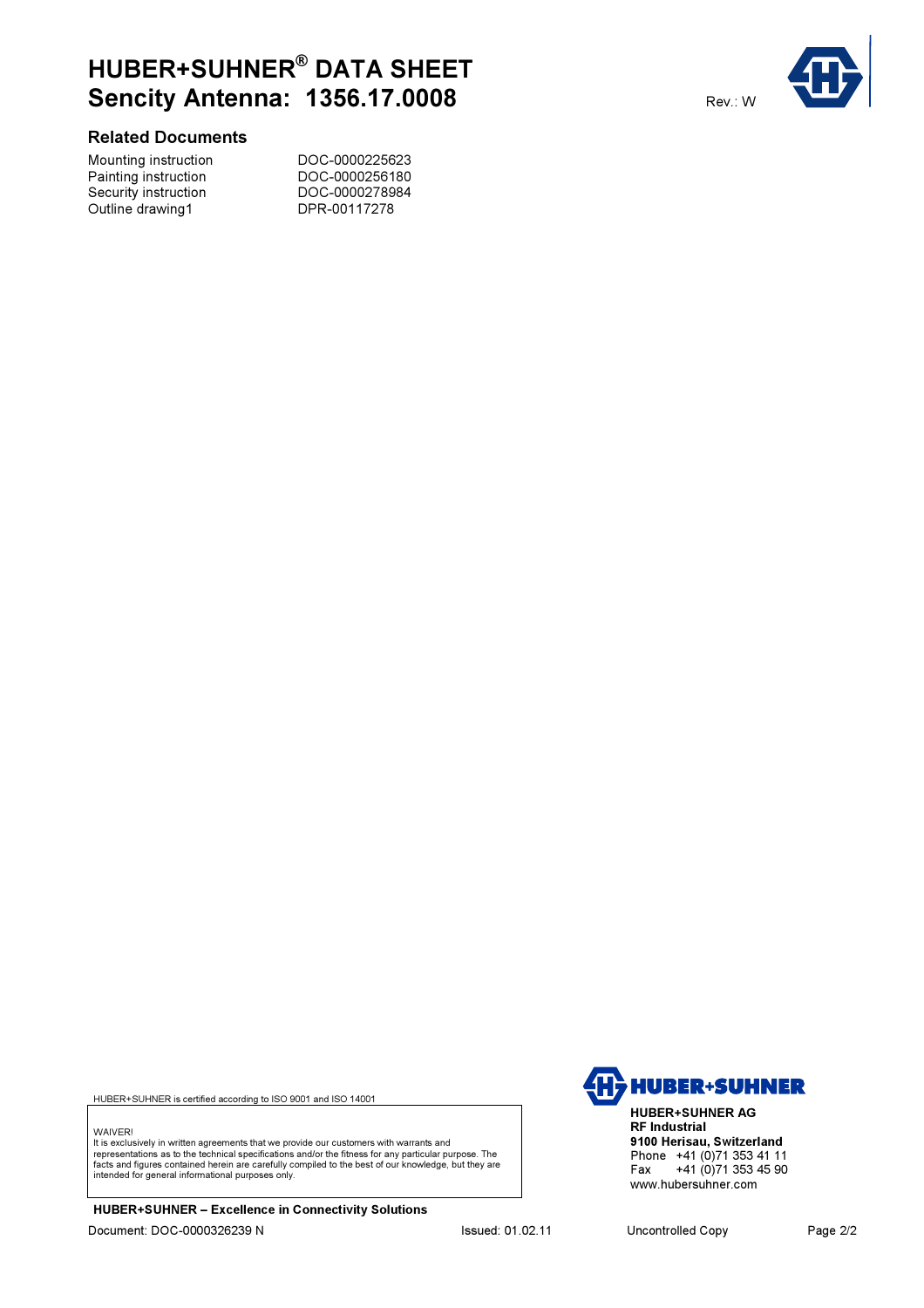## Related Documents

| | |
|---|---|
| Mounting instruction | DOC-0000225623 |
| Painting instruction | DOC-0000256180 |
| Security instruction | DOC-0000278984 |
| Outline drawing1 | DPR-00117278 |

HUBER+SUHNER is certified according to ISO 9001 and ISO 14001

WAIVER!
It is exclusively in written agreements that we provide our customers with warrants and representations as to the technical specifications and/or the fitness for any particular purpose. The facts and figures contained herein are carefully compiled to the best of our knowledge, but they are intended for general informational purposes only.

**HUBER+SUHNER – Excellence in Connectivity Solutions**

**HUBER+SUHNER AG**
**RF Industrial**
**9100 Herisau, Switzerland**
Phone +41 (0)71 353 41 11
Fax +41 (0)71 353 45 90
www.hubersuhner.com